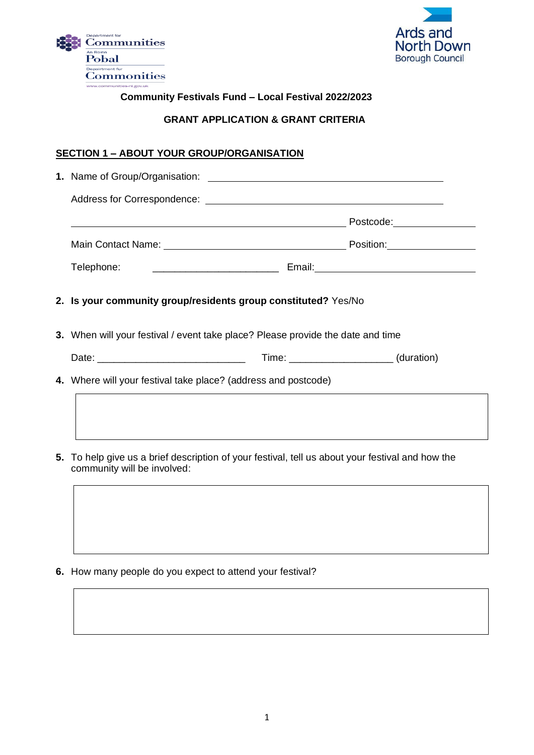**Community Festivals Fund – Local Festival 2022/2023**

**GRANT APPLICATION & GRANT CRITERIA**

## SECTION 1 – ABOUT YOUR GROUP/ORGANISATION

**1.** Name of Group/Organisation: ______________________________

Address for Correspondence: ______________________________

______________________________ Postcode: ______________

Main Contact Name: ______________________________ Position: ______________

Telephone: ______________________ Email: ______________________________

**2. Is your community group/residents group constituted?** Yes/No

**3.** When will your festival / event take place? Please provide the date and time

Date: ___________________________ Time: ___________________ (duration)

**4.** Where will your festival take place? (address and postcode)

| |
|---|
| |

**5.** To help give us a brief description of your festival, tell us about your festival and how the community will be involved:

| |
|---|
| |

**6.** How many people do you expect to attend your festival?

| |
|---|
| |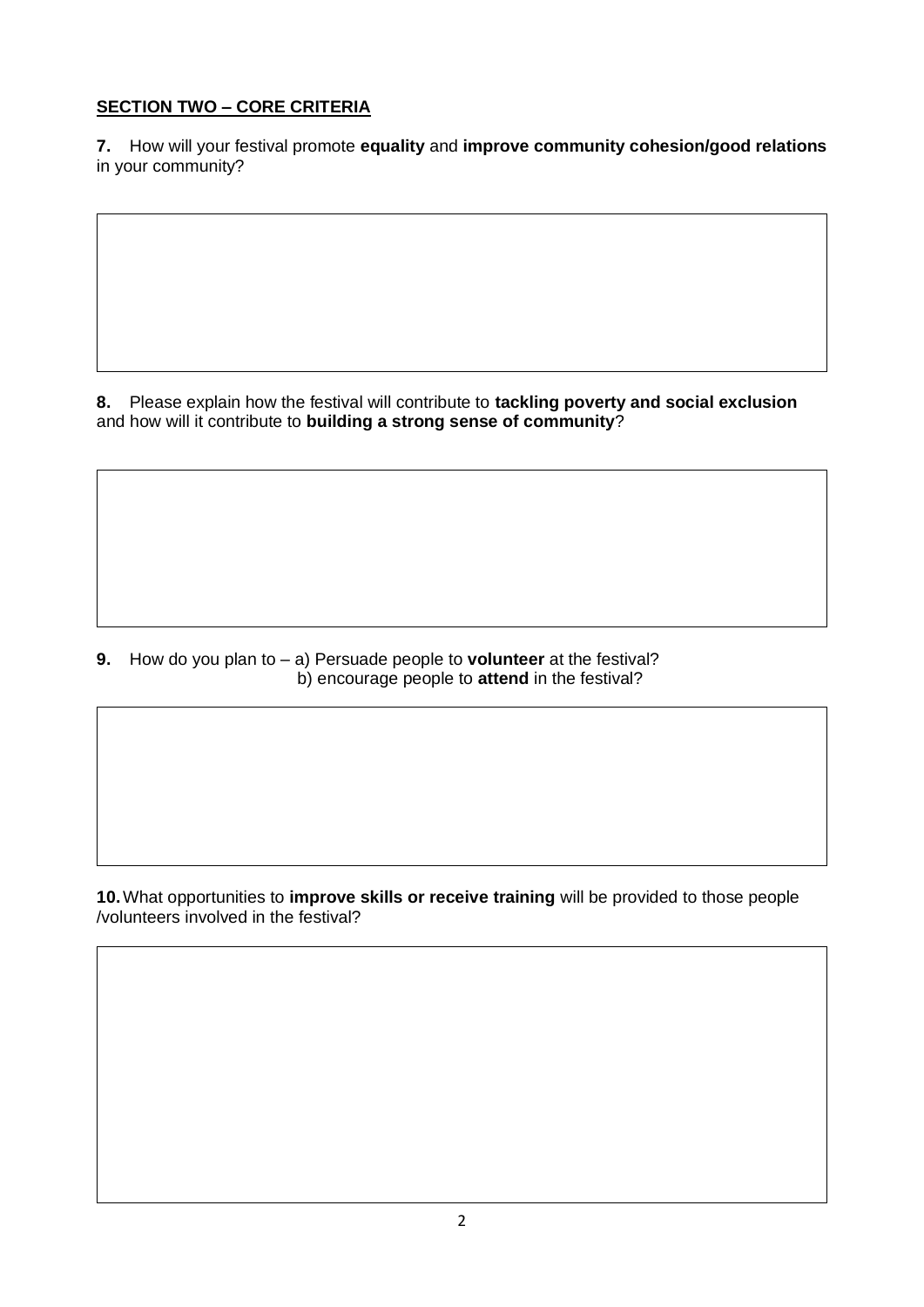## SECTION TWO – CORE CRITERIA

**7.** How will your festival promote **equality** and **improve community cohesion/good relations** in your community?

**8.** Please explain how the festival will contribute to **tackling poverty and social exclusion** and how will it contribute to **building a strong sense of community**?

**9.** How do you plan to – a) Persuade people to **volunteer** at the festival?
b) encourage people to **attend** in the festival?

**10.** What opportunities to **improve skills or receive training** will be provided to those people /volunteers involved in the festival?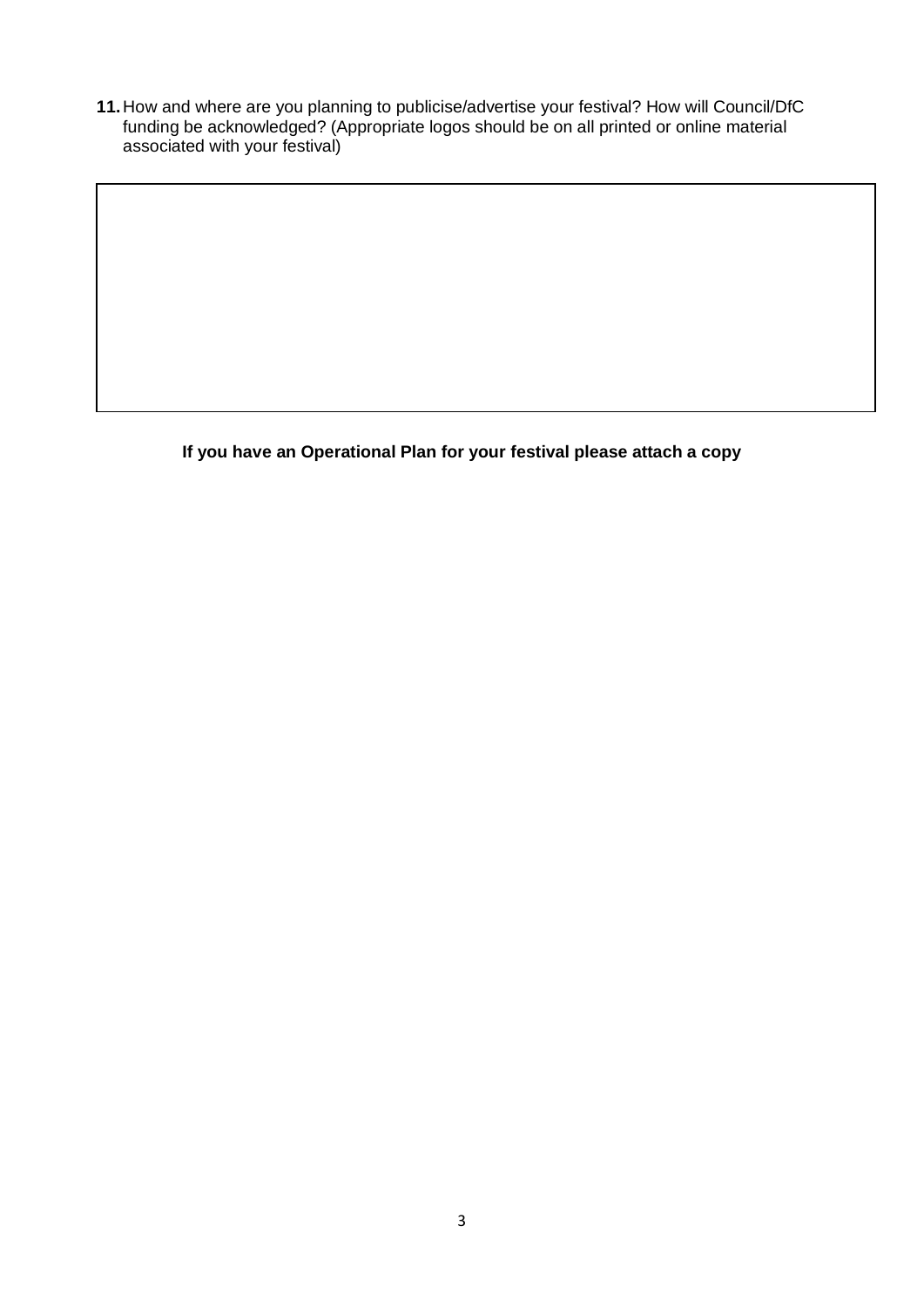**11.** How and where are you planning to publicise/advertise your festival? How will Council/DfC funding be acknowledged? (Appropriate logos should be on all printed or online material associated with your festival)

| |
|---|
| |

**If you have an Operational Plan for your festival please attach a copy**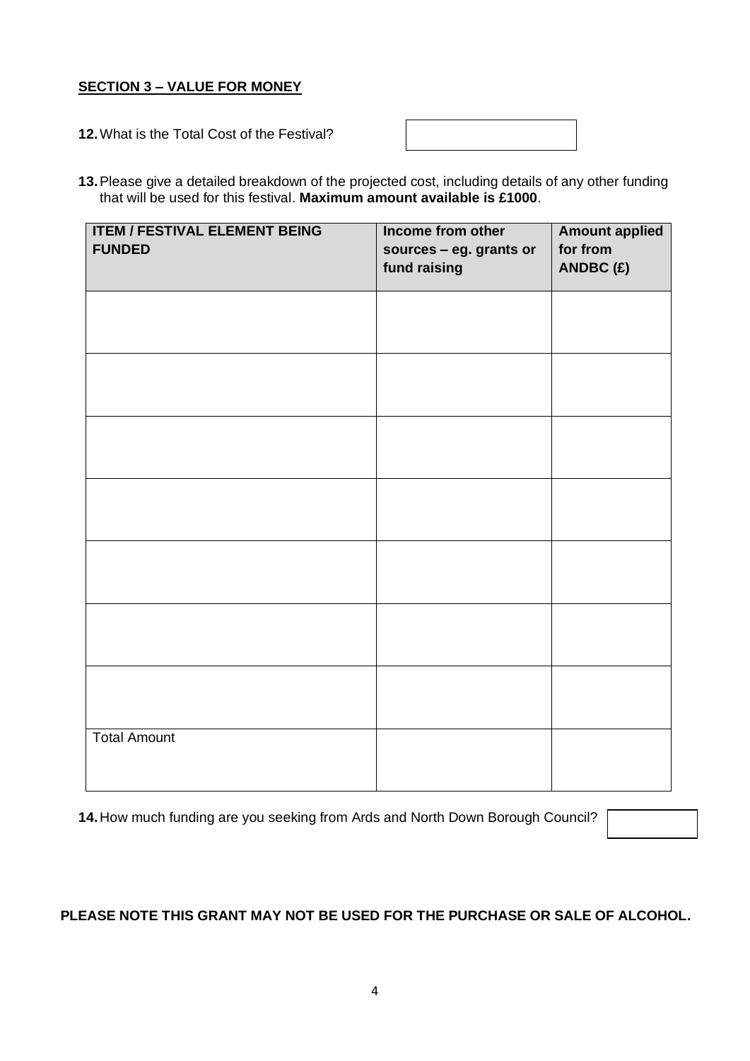**SECTION 3 – VALUE FOR MONEY**

12. What is the Total Cost of the Festival?

13. Please give a detailed breakdown of the projected cost, including details of any other funding that will be used for this festival. **Maximum amount available is £1000**.

| ITEM / FESTIVAL ELEMENT BEING FUNDED | Income from other sources – eg. grants or fund raising | Amount applied for from ANDBC (£) |
|---|---|---|
| | | |
| | | |
| | | |
| | | |
| | | |
| | | |
| | | |
| Total Amount | | |

14. How much funding are you seeking from Ards and North Down Borough Council?

**PLEASE NOTE THIS GRANT MAY NOT BE USED FOR THE PURCHASE OR SALE OF ALCOHOL.**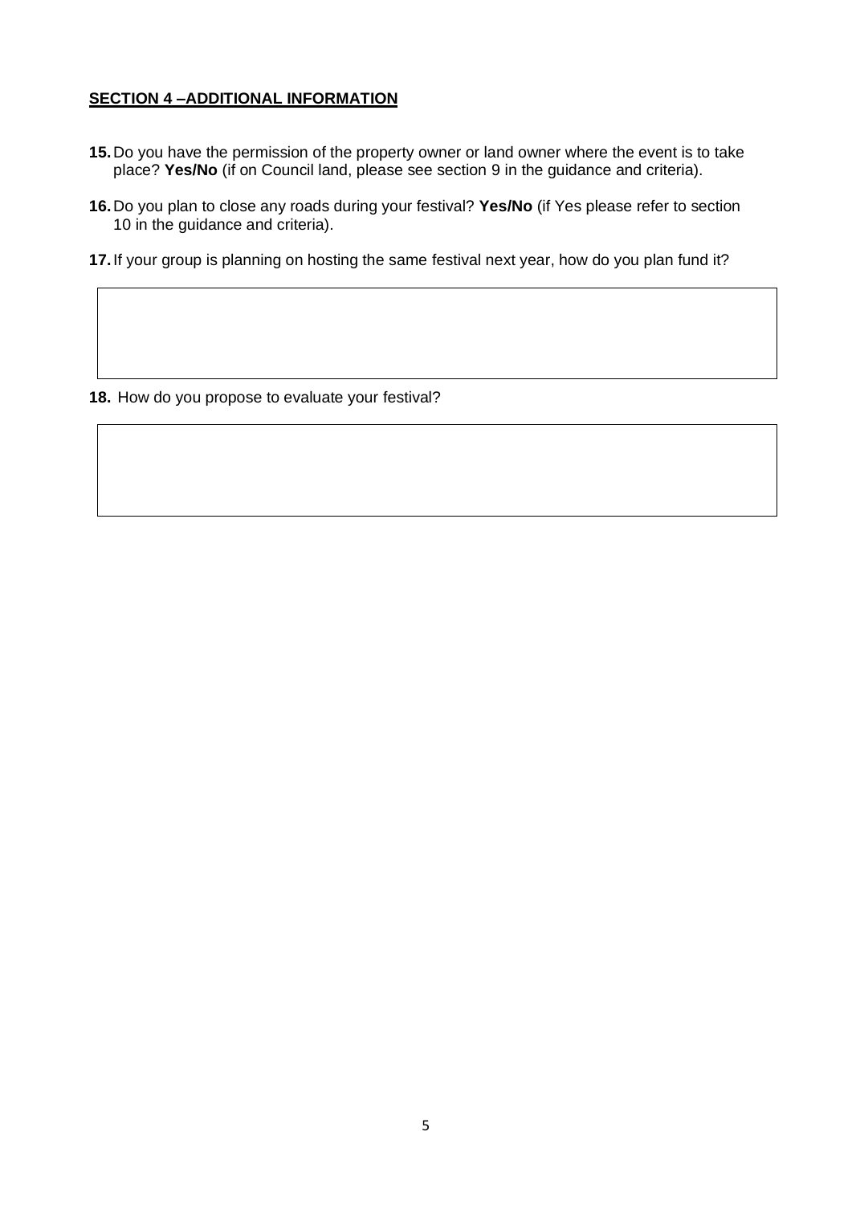## **SECTION 4 –ADDITIONAL INFORMATION**

**15.** Do you have the permission of the property owner or land owner where the event is to take place? **Yes/No** (if on Council land, please see section 9 in the guidance and criteria).

**16.** Do you plan to close any roads during your festival? **Yes/No** (if Yes please refer to section 10 in the guidance and criteria).

**17.** If your group is planning on hosting the same festival next year, how do you plan fund it?

| |
|---|
| |

**18.** How do you propose to evaluate your festival?

| |
|---|
| |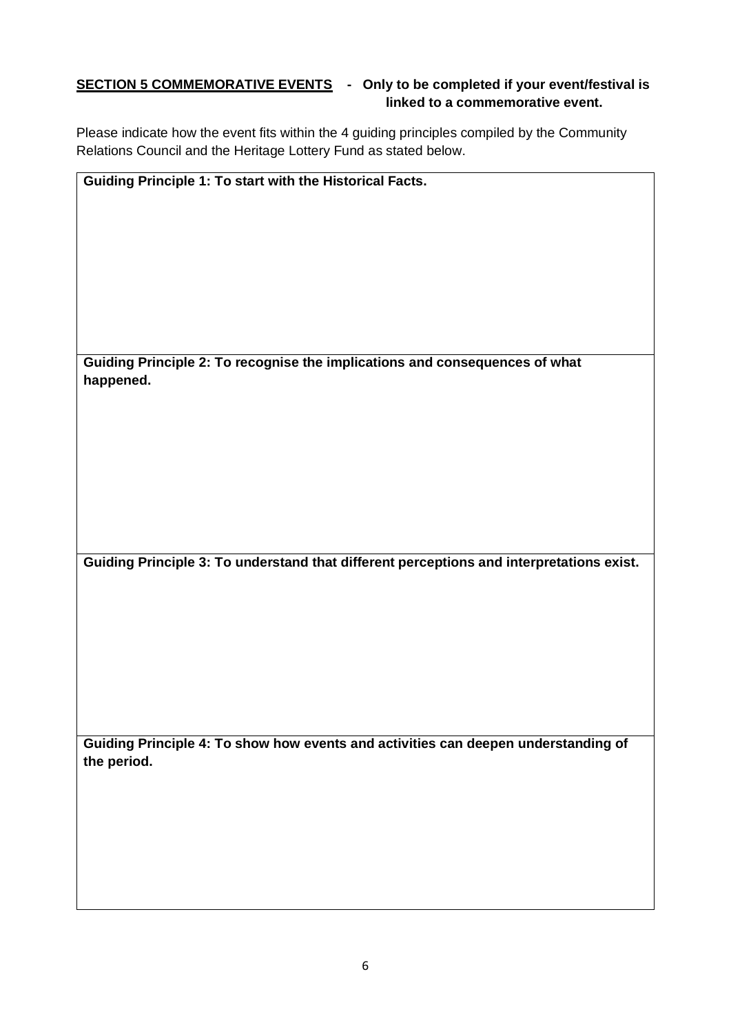**<u>SECTION 5 COMMEMORATIVE EVENTS</u> - Only to be completed if your event/festival is linked to a commemorative event.**

Please indicate how the event fits within the 4 guiding principles compiled by the Community Relations Council and the Heritage Lottery Fund as stated below.

| **Guiding Principle 1: To start with the Historical Facts.** |
|---|
| |
| **Guiding Principle 2: To recognise the implications and consequences of what happened.** |
| |
| **Guiding Principle 3: To understand that different perceptions and interpretations exist.** |
| |
| **Guiding Principle 4: To show how events and activities can deepen understanding of the period.** |
| |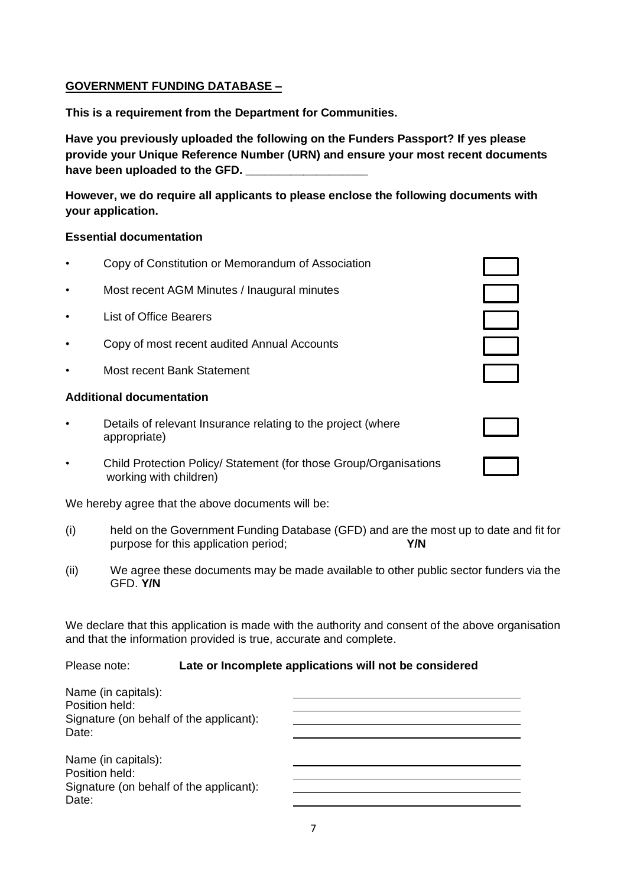**GOVERNMENT FUNDING DATABASE –**

**This is a requirement from the Department for Communities.**

**Have you previously uploaded the following on the Funders Passport? If yes please provide your Unique Reference Number (URN) and ensure your most recent documents have been uploaded to the GFD. ___________________**

**However, we do require all applicants to please enclose the following documents with your application.**

**Essential documentation**

- Copy of Constitution or Memorandum of Association ☐
- Most recent AGM Minutes / Inaugural minutes ☐
- List of Office Bearers ☐
- Copy of most recent audited Annual Accounts ☐
- Most recent Bank Statement ☐

**Additional documentation**

- Details of relevant Insurance relating to the project (where appropriate) ☐
- Child Protection Policy/ Statement (for those Group/Organisations working with children) ☐

We hereby agree that the above documents will be:

(i) held on the Government Funding Database (GFD) and are the most up to date and fit for purpose for this application period; **Y/N**

(ii) We agree these documents may be made available to other public sector funders via the GFD. **Y/N**

We declare that this application is made with the authority and consent of the above organisation and that the information provided is true, accurate and complete.

Please note: **Late or Incomplete applications will not be considered**

Name (in capitals): ____________________
Position held: ____________________
Signature (on behalf of the applicant): ____________________
Date: ____________________

Name (in capitals): ____________________
Position held: ____________________
Signature (on behalf of the applicant): ____________________
Date: ____________________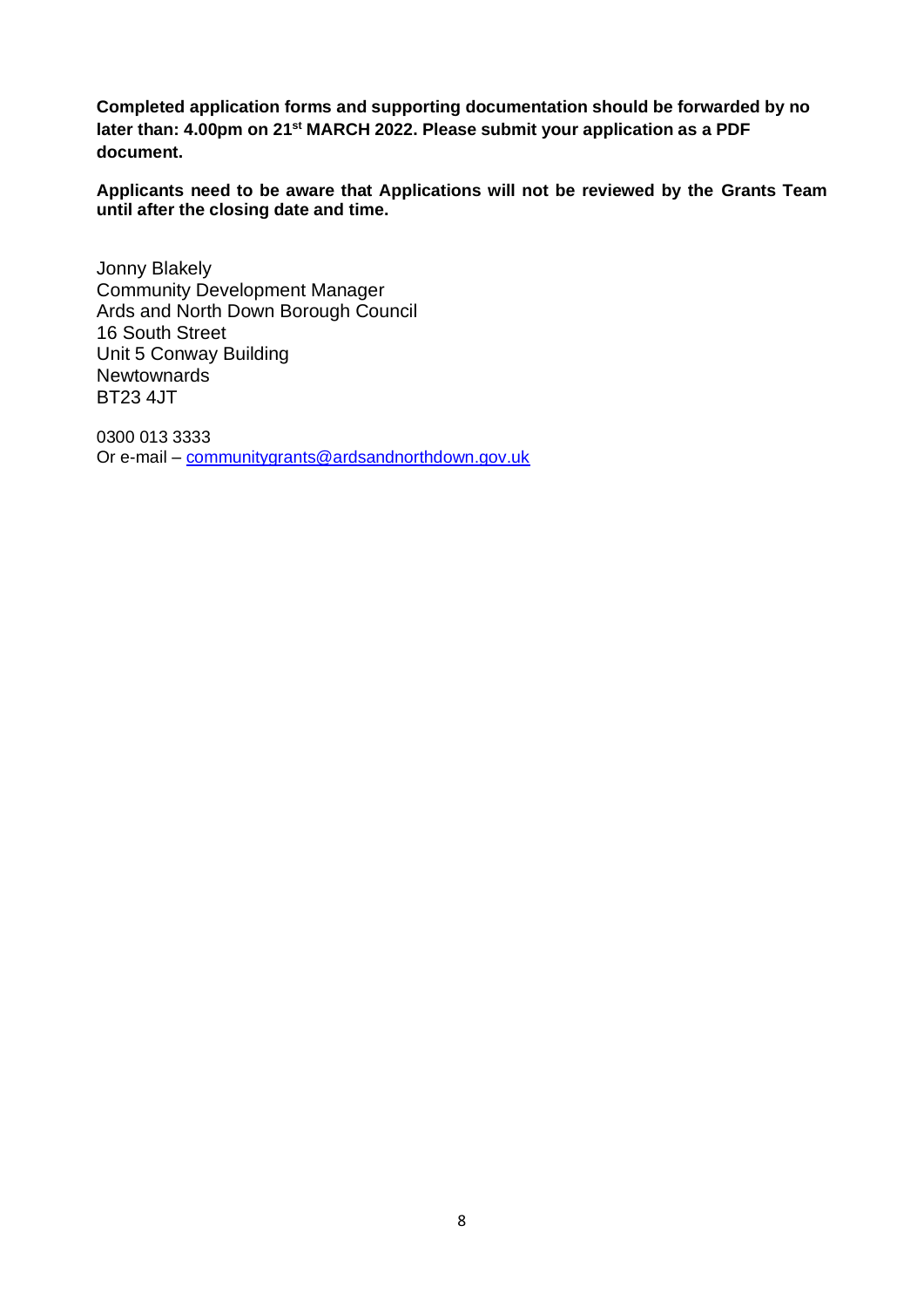**Completed application forms and supporting documentation should be forwarded by no later than: 4.00pm on 21st MARCH 2022. Please submit your application as a PDF document.**

**Applicants need to be aware that Applications will not be reviewed by the Grants Team until after the closing date and time.**

Jonny Blakely
Community Development Manager
Ards and North Down Borough Council
16 South Street
Unit 5 Conway Building
Newtownards
BT23 4JT

0300 013 3333
Or e-mail – communitygrants@ardsandnorthdown.gov.uk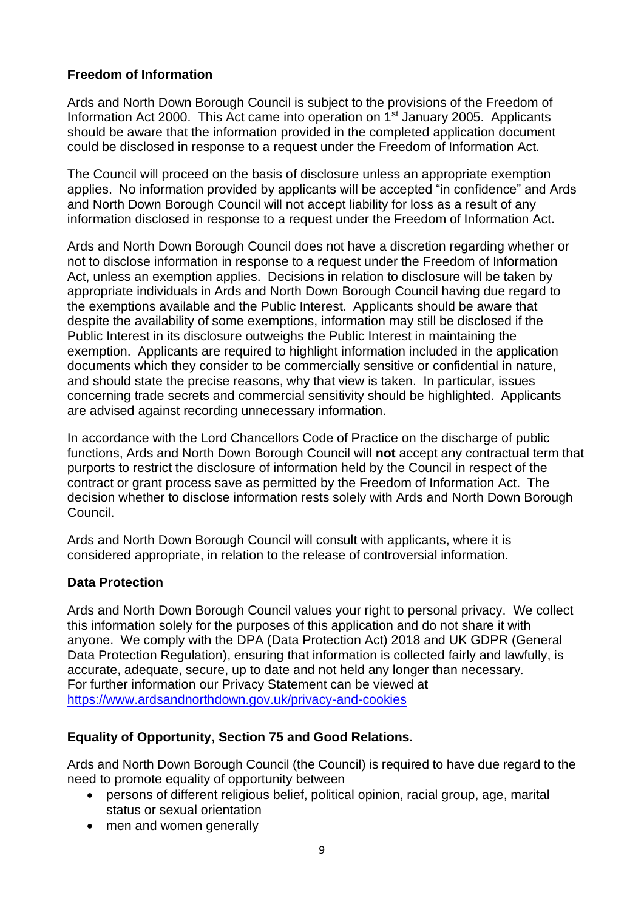**Freedom of Information**

Ards and North Down Borough Council is subject to the provisions of the Freedom of Information Act 2000. This Act came into operation on 1st January 2005. Applicants should be aware that the information provided in the completed application document could be disclosed in response to a request under the Freedom of Information Act.

The Council will proceed on the basis of disclosure unless an appropriate exemption applies. No information provided by applicants will be accepted "in confidence" and Ards and North Down Borough Council will not accept liability for loss as a result of any information disclosed in response to a request under the Freedom of Information Act.

Ards and North Down Borough Council does not have a discretion regarding whether or not to disclose information in response to a request under the Freedom of Information Act, unless an exemption applies. Decisions in relation to disclosure will be taken by appropriate individuals in Ards and North Down Borough Council having due regard to the exemptions available and the Public Interest. Applicants should be aware that despite the availability of some exemptions, information may still be disclosed if the Public Interest in its disclosure outweighs the Public Interest in maintaining the exemption. Applicants are required to highlight information included in the application documents which they consider to be commercially sensitive or confidential in nature, and should state the precise reasons, why that view is taken. In particular, issues concerning trade secrets and commercial sensitivity should be highlighted. Applicants are advised against recording unnecessary information.

In accordance with the Lord Chancellors Code of Practice on the discharge of public functions, Ards and North Down Borough Council will **not** accept any contractual term that purports to restrict the disclosure of information held by the Council in respect of the contract or grant process save as permitted by the Freedom of Information Act. The decision whether to disclose information rests solely with Ards and North Down Borough Council.

Ards and North Down Borough Council will consult with applicants, where it is considered appropriate, in relation to the release of controversial information.

**Data Protection**

Ards and North Down Borough Council values your right to personal privacy. We collect this information solely for the purposes of this application and do not share it with anyone. We comply with the DPA (Data Protection Act) 2018 and UK GDPR (General Data Protection Regulation), ensuring that information is collected fairly and lawfully, is accurate, adequate, secure, up to date and not held any longer than necessary. For further information our Privacy Statement can be viewed at https://www.ardsandnorthdown.gov.uk/privacy-and-cookies

**Equality of Opportunity, Section 75 and Good Relations.**

Ards and North Down Borough Council (the Council) is required to have due regard to the need to promote equality of opportunity between

- persons of different religious belief, political opinion, racial group, age, marital status or sexual orientation
- men and women generally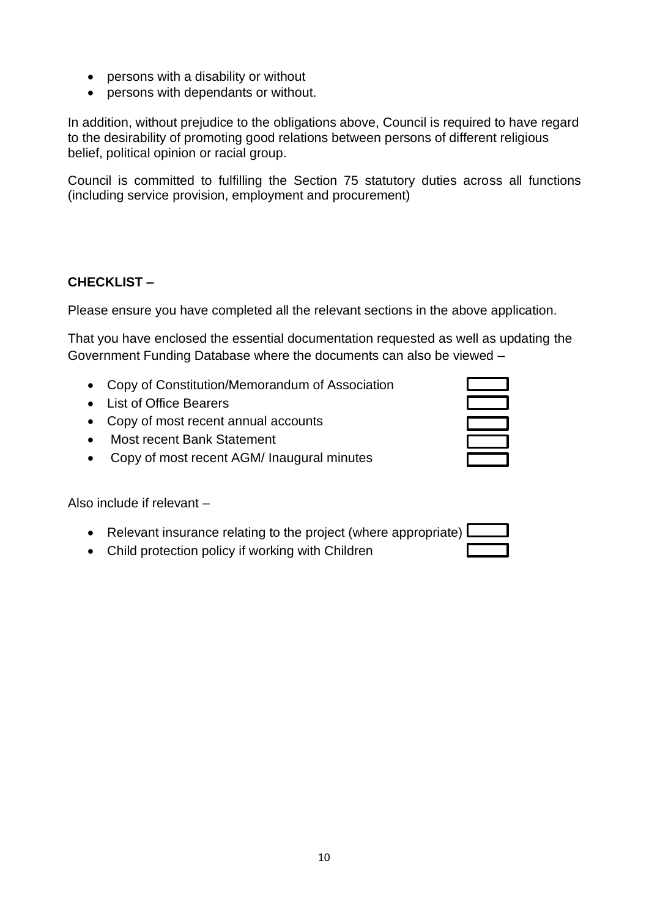- persons with a disability or without
- persons with dependants or without.

In addition, without prejudice to the obligations above, Council is required to have regard to the desirability of promoting good relations between persons of different religious belief, political opinion or racial group.

Council is committed to fulfilling the Section 75 statutory duties across all functions (including service provision, employment and procurement)

**CHECKLIST –**

Please ensure you have completed all the relevant sections in the above application.

That you have enclosed the essential documentation requested as well as updating the Government Funding Database where the documents can also be viewed –

- Copy of Constitution/Memorandum of Association ☐
- List of Office Bearers ☐
- Copy of most recent annual accounts ☐
- Most recent Bank Statement ☐
- Copy of most recent AGM/ Inaugural minutes ☐

Also include if relevant –

- Relevant insurance relating to the project (where appropriate) ☐
- Child protection policy if working with Children ☐